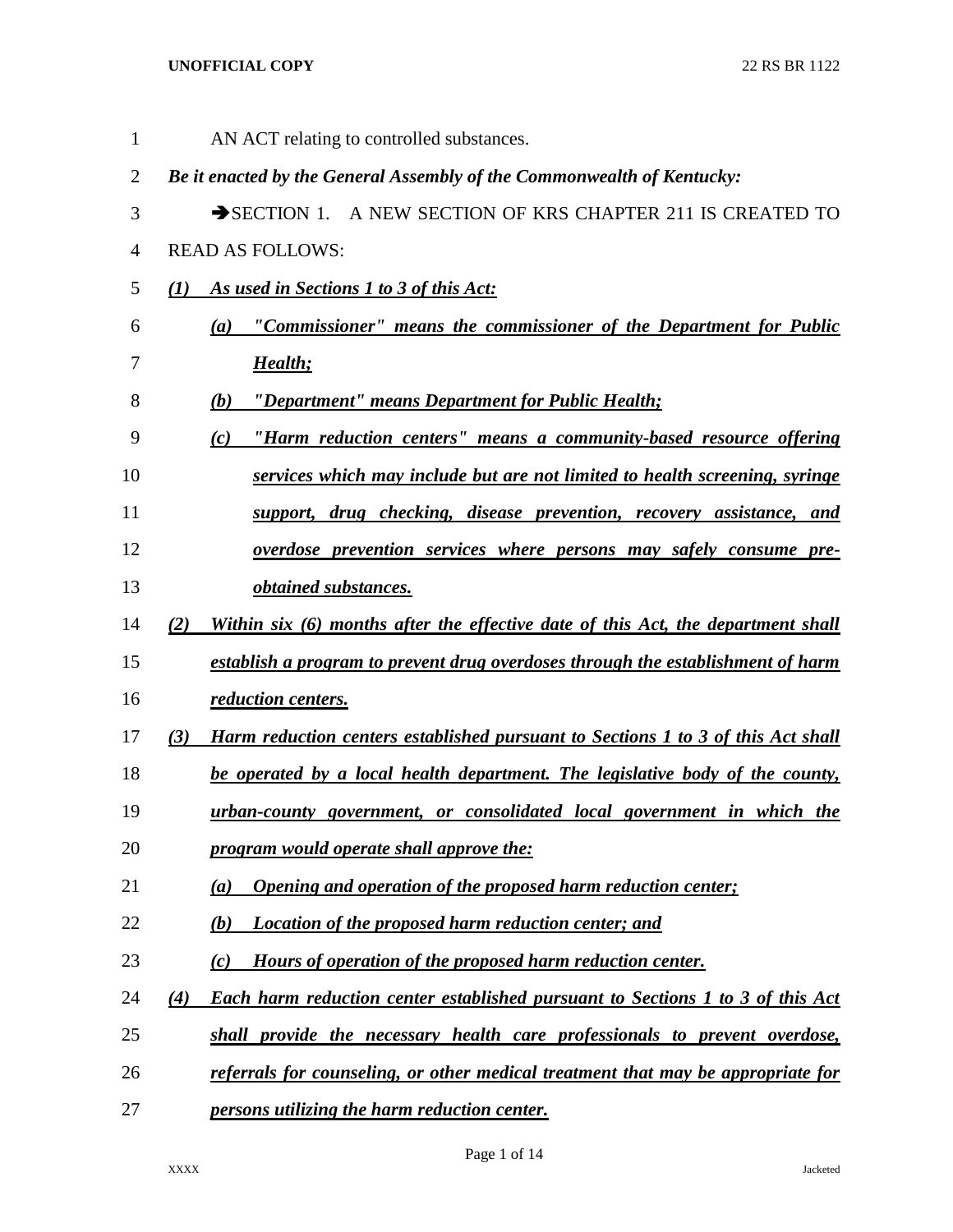AN ACT relating to controlled substances.

***Be it enacted by the General Assembly of the Commonwealth of Kentucky:***

➔SECTION 1. A NEW SECTION OF KRS CHAPTER 211 IS CREATED TO READ AS FOLLOWS:

***(1) As used in Sections 1 to 3 of this Act:***

***(a) "Commissioner" means the commissioner of the Department for Public Health;***

***(b) "Department" means Department for Public Health;***

***(c) "Harm reduction centers" means a community-based resource offering services which may include but are not limited to health screening, syringe support, drug checking, disease prevention, recovery assistance, and overdose prevention services where persons may safely consume pre-obtained substances.***

***(2) Within six (6) months after the effective date of this Act, the department shall establish a program to prevent drug overdoses through the establishment of harm reduction centers.***

***(3) Harm reduction centers established pursuant to Sections 1 to 3 of this Act shall be operated by a local health department. The legislative body of the county, urban-county government, or consolidated local government in which the program would operate shall approve the:***

***(a) Opening and operation of the proposed harm reduction center;***

***(b) Location of the proposed harm reduction center; and***

***(c) Hours of operation of the proposed harm reduction center.***

***(4) Each harm reduction center established pursuant to Sections 1 to 3 of this Act shall provide the necessary health care professionals to prevent overdose, referrals for counseling, or other medical treatment that may be appropriate for persons utilizing the harm reduction center.***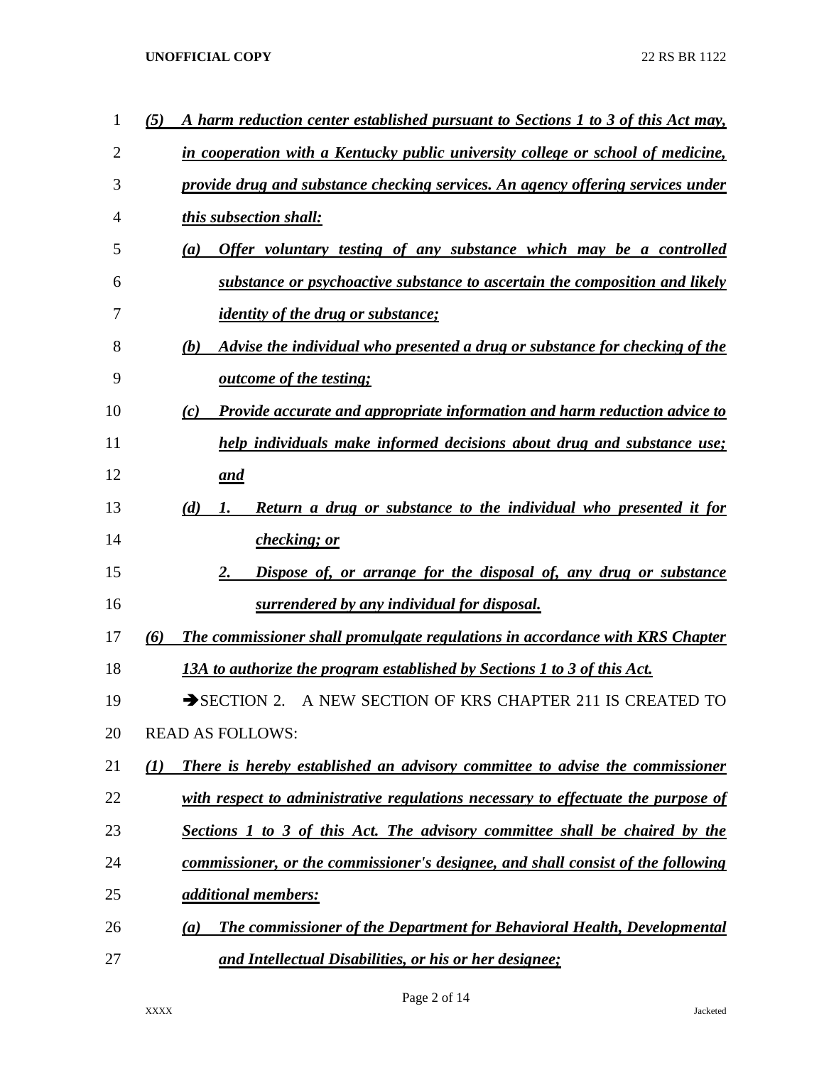*(5) A harm reduction center established pursuant to Sections 1 to 3 of this Act may, in cooperation with a Kentucky public university college or school of medicine, provide drug and substance checking services. An agency offering services under this subsection shall:*

*(a) Offer voluntary testing of any substance which may be a controlled substance or psychoactive substance to ascertain the composition and likely identity of the drug or substance;*

*(b) Advise the individual who presented a drug or substance for checking of the outcome of the testing;*

*(c) Provide accurate and appropriate information and harm reduction advice to help individuals make informed decisions about drug and substance use; and*

*(d) 1. Return a drug or substance to the individual who presented it for checking; or*

*2. Dispose of, or arrange for the disposal of, any drug or substance surrendered by any individual for disposal.*

*(6) The commissioner shall promulgate regulations in accordance with KRS Chapter 13A to authorize the program established by Sections 1 to 3 of this Act.*

➔SECTION 2. A NEW SECTION OF KRS CHAPTER 211 IS CREATED TO READ AS FOLLOWS:

*(1) There is hereby established an advisory committee to advise the commissioner with respect to administrative regulations necessary to effectuate the purpose of Sections 1 to 3 of this Act. The advisory committee shall be chaired by the commissioner, or the commissioner's designee, and shall consist of the following additional members:*

*(a) The commissioner of the Department for Behavioral Health, Developmental and Intellectual Disabilities, or his or her designee;*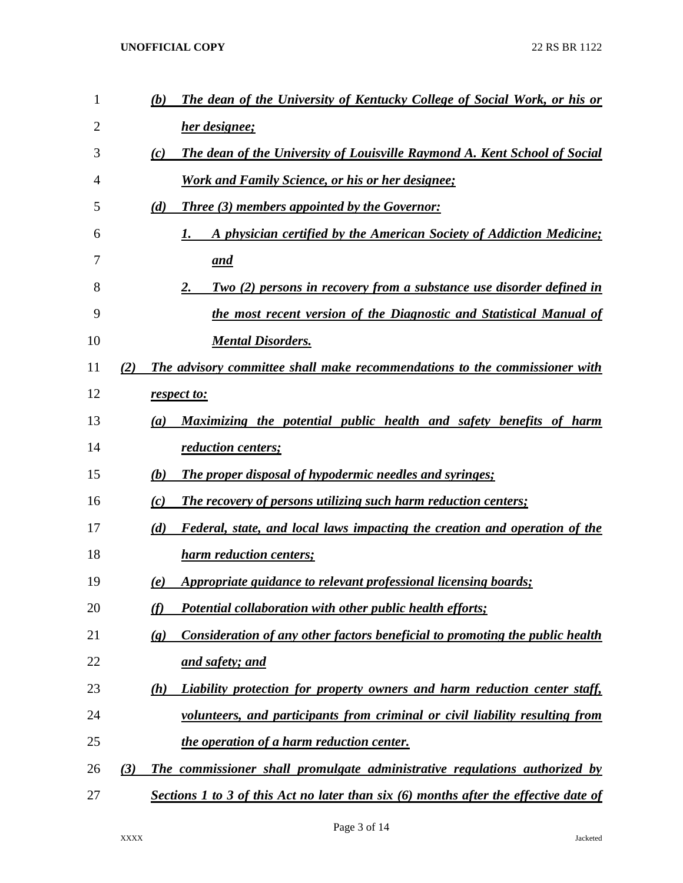(b) ***The dean of the University of Kentucky College of Social Work, or his or her designee;***

(c) ***The dean of the University of Louisville Raymond A. Kent School of Social Work and Family Science, or his or her designee;***

(d) ***Three (3) members appointed by the Governor:***

1. ***A physician certified by the American Society of Addiction Medicine; and***
2. ***Two (2) persons in recovery from a substance use disorder defined in the most recent version of the Diagnostic and Statistical Manual of Mental Disorders.***

(2) ***The advisory committee shall make recommendations to the commissioner with respect to:***

(a) ***Maximizing the potential public health and safety benefits of harm reduction centers;***

(b) ***The proper disposal of hypodermic needles and syringes;***

(c) ***The recovery of persons utilizing such harm reduction centers;***

(d) ***Federal, state, and local laws impacting the creation and operation of the harm reduction centers;***

(e) ***Appropriate guidance to relevant professional licensing boards;***

(f) ***Potential collaboration with other public health efforts;***

(g) ***Consideration of any other factors beneficial to promoting the public health and safety; and***

(h) ***Liability protection for property owners and harm reduction center staff, volunteers, and participants from criminal or civil liability resulting from the operation of a harm reduction center.***

(3) ***The commissioner shall promulgate administrative regulations authorized by Sections 1 to 3 of this Act no later than six (6) months after the effective date of***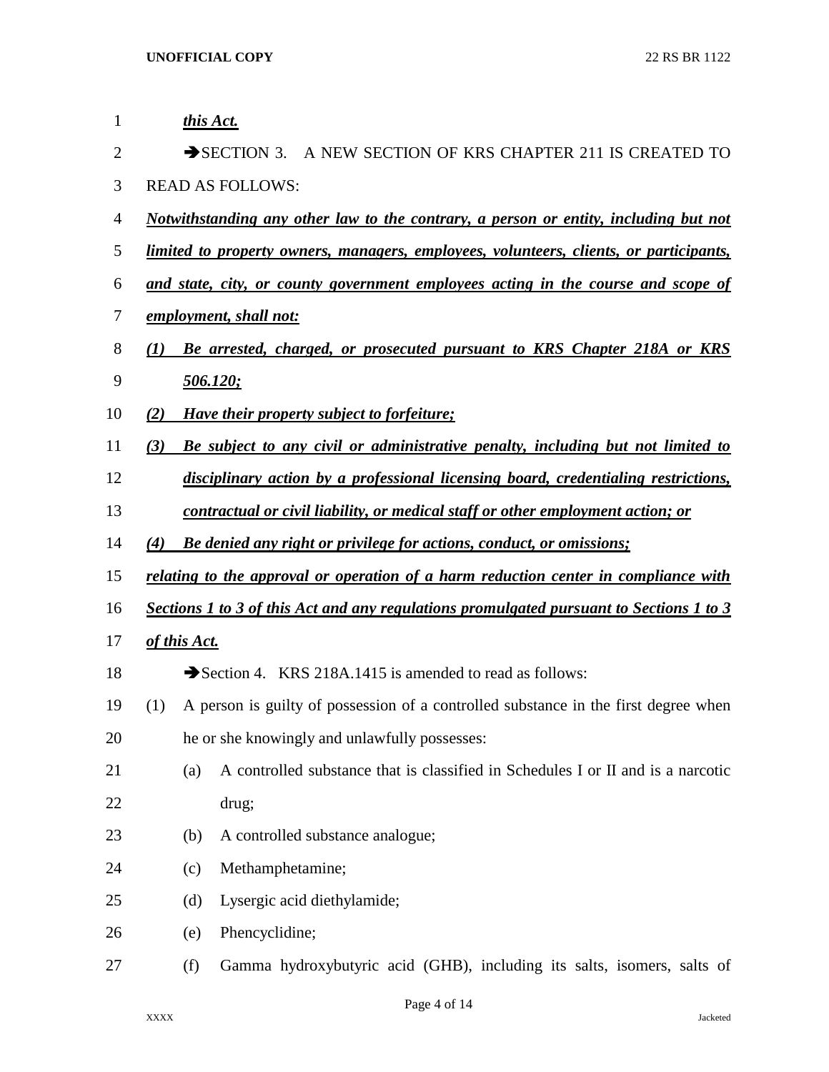***this Act.***

➔SECTION 3. A NEW SECTION OF KRS CHAPTER 211 IS CREATED TO READ AS FOLLOWS:

***Notwithstanding any other law to the contrary, a person or entity, including but not limited to property owners, managers, employees, volunteers, clients, or participants, and state, city, or county government employees acting in the course and scope of employment, shall not:***

***(1) Be arrested, charged, or prosecuted pursuant to KRS Chapter 218A or KRS 506.120;***

***(2) Have their property subject to forfeiture;***

***(3) Be subject to any civil or administrative penalty, including but not limited to disciplinary action by a professional licensing board, credentialing restrictions, contractual or civil liability, or medical staff or other employment action; or***

***(4) Be denied any right or privilege for actions, conduct, or omissions;***

***relating to the approval or operation of a harm reduction center in compliance with Sections 1 to 3 of this Act and any regulations promulgated pursuant to Sections 1 to 3 of this Act.***

➔Section 4. KRS 218A.1415 is amended to read as follows:

(1) A person is guilty of possession of a controlled substance in the first degree when he or she knowingly and unlawfully possesses:

(a) A controlled substance that is classified in Schedules I or II and is a narcotic drug;

(b) A controlled substance analogue;

(c) Methamphetamine;

(d) Lysergic acid diethylamide;

(e) Phencyclidine;

(f) Gamma hydroxybutyric acid (GHB), including its salts, isomers, salts of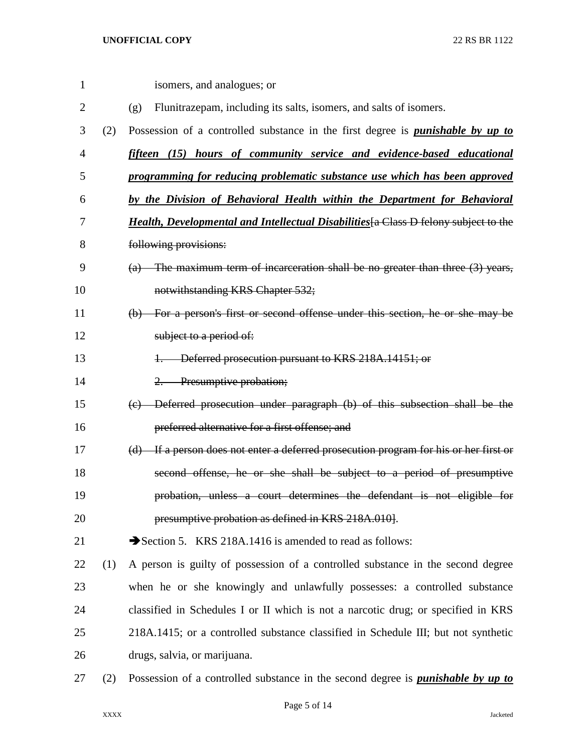isomers, and analogues; or

(g) Flunitrazepam, including its salts, isomers, and salts of isomers.

(2) Possession of a controlled substance in the first degree is ***punishable by up to fifteen (15) hours of community service and evidence-based educational programming for reducing problematic substance use which has been approved by the Division of Behavioral Health within the Department for Behavioral Health, Developmental and Intellectual Disabilities***[~~a Class D felony subject to the following provisions:~~

~~(a) The maximum term of incarceration shall be no greater than three (3) years, notwithstanding KRS Chapter 532;~~

~~(b) For a person's first or second offense under this section, he or she may be subject to a period of:~~

~~1. Deferred prosecution pursuant to KRS 218A.14151; or~~

~~2. Presumptive probation;~~

~~(c) Deferred prosecution under paragraph (b) of this subsection shall be the preferred alternative for a first offense; and~~

~~(d) If a person does not enter a deferred prosecution program for his or her first or second offense, he or she shall be subject to a period of presumptive probation, unless a court determines the defendant is not eligible for presumptive probation as defined in KRS 218A.010~~].

➔Section 5. KRS 218A.1416 is amended to read as follows:

(1) A person is guilty of possession of a controlled substance in the second degree when he or she knowingly and unlawfully possesses: a controlled substance classified in Schedules I or II which is not a narcotic drug; or specified in KRS 218A.1415; or a controlled substance classified in Schedule III; but not synthetic drugs, salvia, or marijuana.

(2) Possession of a controlled substance in the second degree is ***punishable by up to***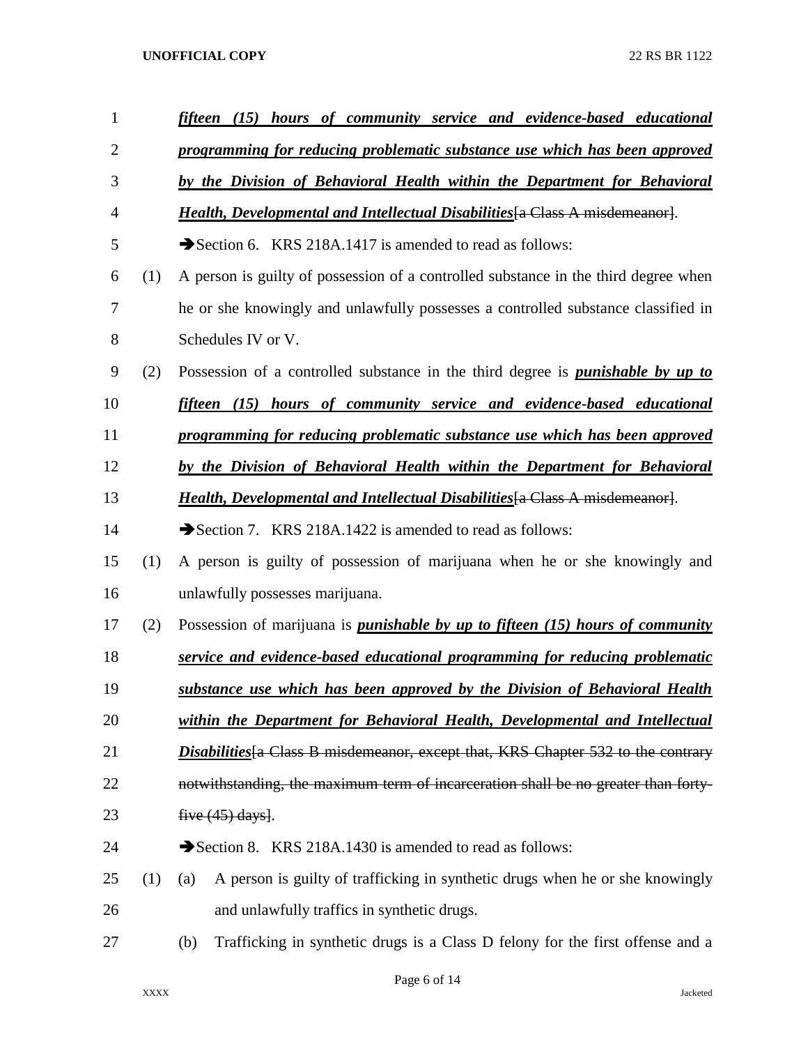***fifteen (15) hours of community service and evidence-based educational programming for reducing problematic substance use which has been approved by the Division of Behavioral Health within the Department for Behavioral Health, Developmental and Intellectual Disabilities***~~[a Class A misdemeanor]~~.

➔Section 6. KRS 218A.1417 is amended to read as follows:

(1) A person is guilty of possession of a controlled substance in the third degree when he or she knowingly and unlawfully possesses a controlled substance classified in Schedules IV or V.

(2) Possession of a controlled substance in the third degree is ***punishable by up to fifteen (15) hours of community service and evidence-based educational programming for reducing problematic substance use which has been approved by the Division of Behavioral Health within the Department for Behavioral Health, Developmental and Intellectual Disabilities***~~[a Class A misdemeanor]~~.

➔Section 7. KRS 218A.1422 is amended to read as follows:

(1) A person is guilty of possession of marijuana when he or she knowingly and unlawfully possesses marijuana.

(2) Possession of marijuana is ***punishable by up to fifteen (15) hours of community service and evidence-based educational programming for reducing problematic substance use which has been approved by the Division of Behavioral Health within the Department for Behavioral Health, Developmental and Intellectual Disabilities***~~[a Class B misdemeanor, except that, KRS Chapter 532 to the contrary notwithstanding, the maximum term of incarceration shall be no greater than forty-five (45) days]~~.

➔Section 8. KRS 218A.1430 is amended to read as follows:

(1) (a) A person is guilty of trafficking in synthetic drugs when he or she knowingly and unlawfully traffics in synthetic drugs.

(b) Trafficking in synthetic drugs is a Class D felony for the first offense and a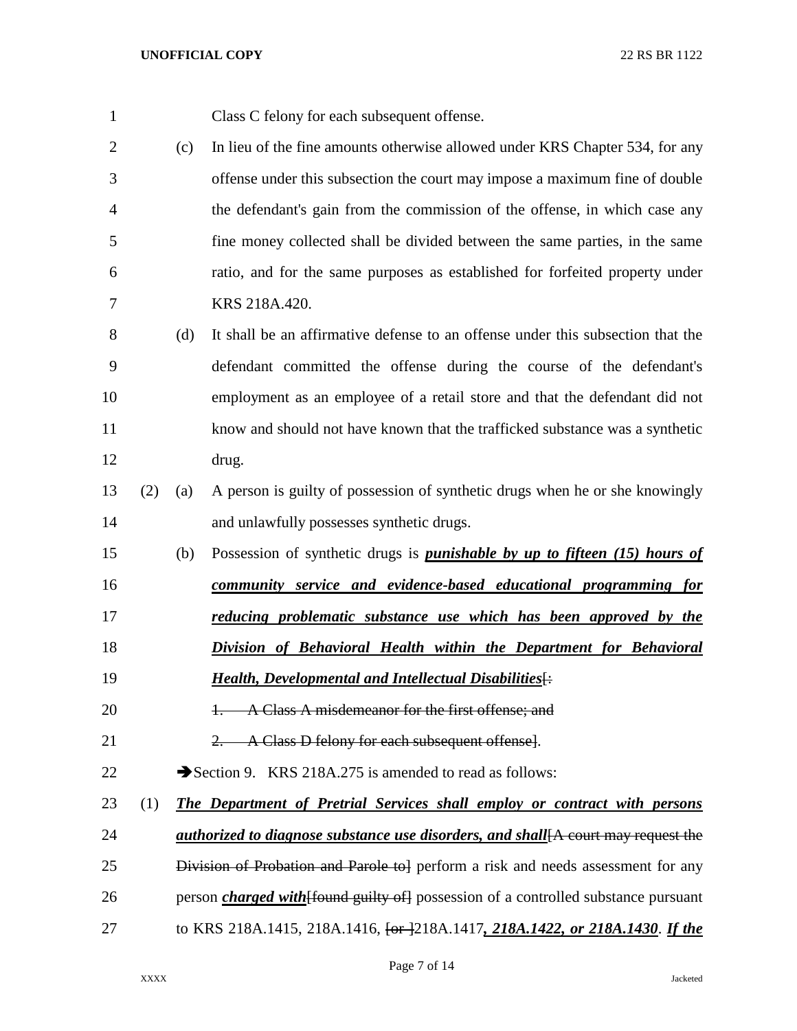Class C felony for each subsequent offense.

(c) In lieu of the fine amounts otherwise allowed under KRS Chapter 534, for any offense under this subsection the court may impose a maximum fine of double the defendant's gain from the commission of the offense, in which case any fine money collected shall be divided between the same parties, in the same ratio, and for the same purposes as established for forfeited property under KRS 218A.420.

(d) It shall be an affirmative defense to an offense under this subsection that the defendant committed the offense during the course of the defendant's employment as an employee of a retail store and that the defendant did not know and should not have known that the trafficked substance was a synthetic drug.

(2) (a) A person is guilty of possession of synthetic drugs when he or she knowingly and unlawfully possesses synthetic drugs.

(b) Possession of synthetic drugs is ***punishable by up to fifteen (15) hours of community service and evidence-based educational programming for reducing problematic substance use which has been approved by the Division of Behavioral Health within the Department for Behavioral Health, Developmental and Intellectual Disabilities***[~~:~~

~~1. A Class A misdemeanor for the first offense; and~~

~~2. A Class D felony for each subsequent offense~~].

➔Section 9. KRS 218A.275 is amended to read as follows:

(1) ***The Department of Pretrial Services shall employ or contract with persons authorized to diagnose substance use disorders, and shall***[~~A court may request the Division of Probation and Parole to~~] perform a risk and needs assessment for any person ***charged with***[~~found guilty of~~] possession of a controlled substance pursuant to KRS 218A.1415, 218A.1416, [~~or~~ ]218A.1417***, 218A.1422, or 218A.1430***. ***If the***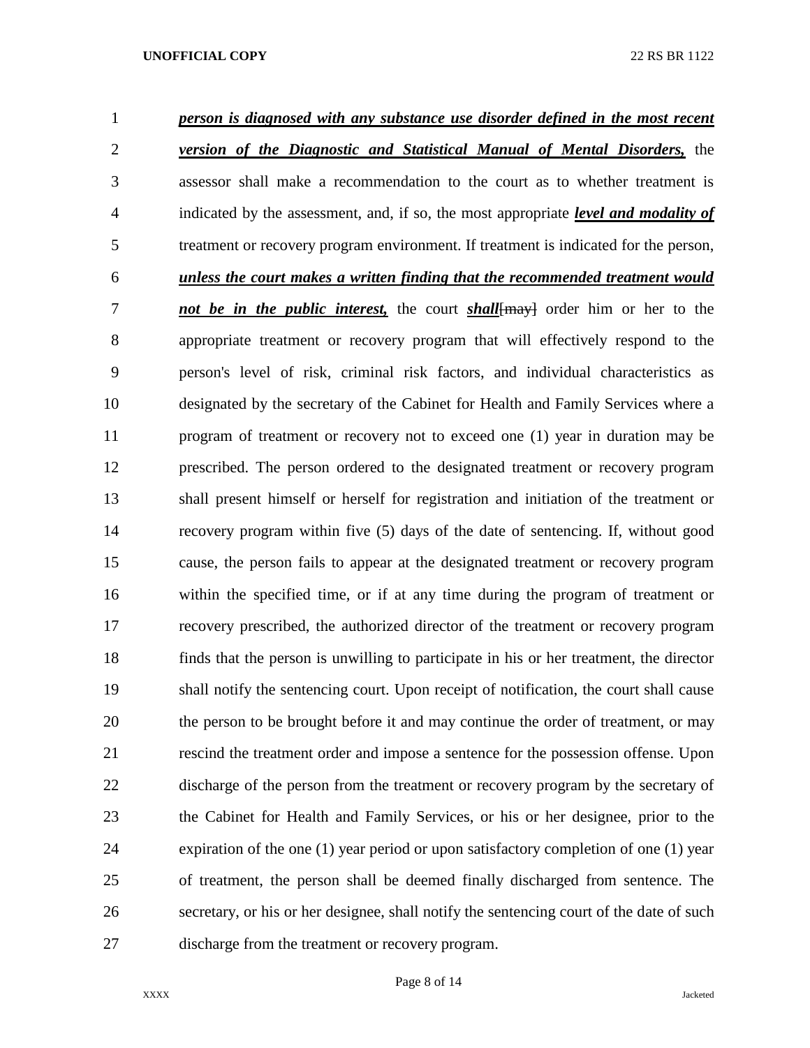***person is diagnosed with any substance use disorder defined in the most recent version of the Diagnostic and Statistical Manual of Mental Disorders,*** the assessor shall make a recommendation to the court as to whether treatment is indicated by the assessment, and, if so, the most appropriate ***level and modality of*** treatment or recovery program environment. If treatment is indicated for the person, ***unless the court makes a written finding that the recommended treatment would not be in the public interest,*** the court ***shall***~~[may]~~ order him or her to the appropriate treatment or recovery program that will effectively respond to the person's level of risk, criminal risk factors, and individual characteristics as designated by the secretary of the Cabinet for Health and Family Services where a program of treatment or recovery not to exceed one (1) year in duration may be prescribed. The person ordered to the designated treatment or recovery program shall present himself or herself for registration and initiation of the treatment or recovery program within five (5) days of the date of sentencing. If, without good cause, the person fails to appear at the designated treatment or recovery program within the specified time, or if at any time during the program of treatment or recovery prescribed, the authorized director of the treatment or recovery program finds that the person is unwilling to participate in his or her treatment, the director shall notify the sentencing court. Upon receipt of notification, the court shall cause the person to be brought before it and may continue the order of treatment, or may rescind the treatment order and impose a sentence for the possession offense. Upon discharge of the person from the treatment or recovery program by the secretary of the Cabinet for Health and Family Services, or his or her designee, prior to the expiration of the one (1) year period or upon satisfactory completion of one (1) year of treatment, the person shall be deemed finally discharged from sentence. The secretary, or his or her designee, shall notify the sentencing court of the date of such discharge from the treatment or recovery program.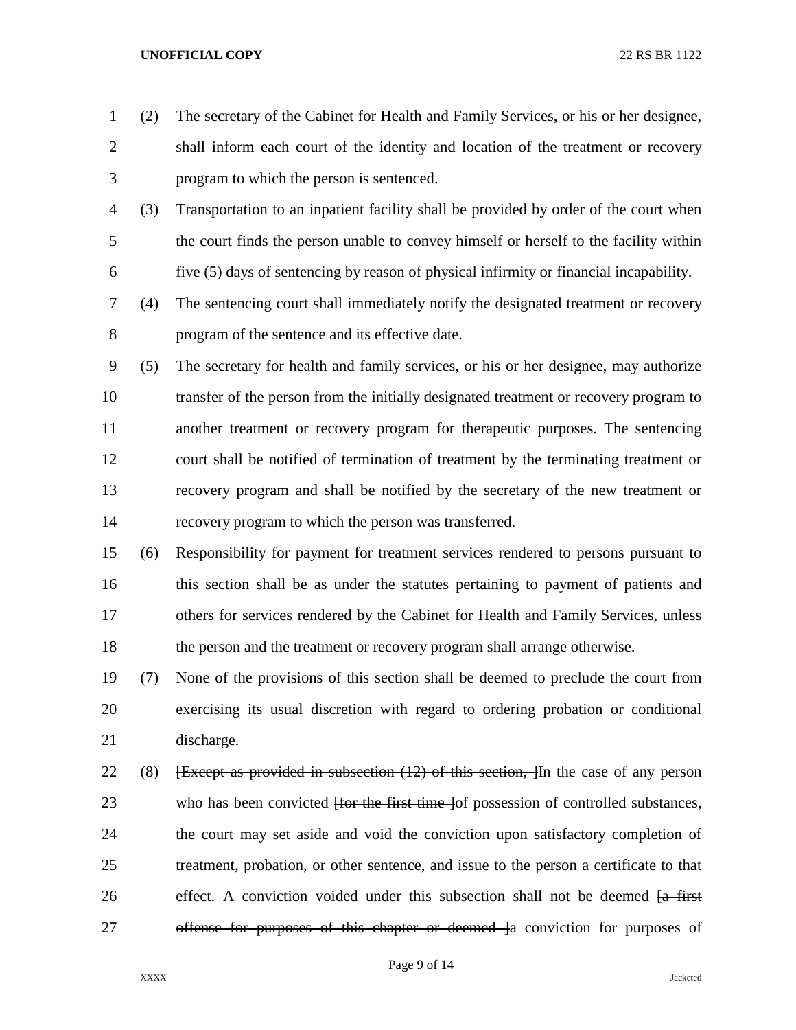(2) The secretary of the Cabinet for Health and Family Services, or his or her designee, shall inform each court of the identity and location of the treatment or recovery program to which the person is sentenced.

(3) Transportation to an inpatient facility shall be provided by order of the court when the court finds the person unable to convey himself or herself to the facility within five (5) days of sentencing by reason of physical infirmity or financial incapability.

(4) The sentencing court shall immediately notify the designated treatment or recovery program of the sentence and its effective date.

(5) The secretary for health and family services, or his or her designee, may authorize transfer of the person from the initially designated treatment or recovery program to another treatment or recovery program for therapeutic purposes. The sentencing court shall be notified of termination of treatment by the terminating treatment or recovery program and shall be notified by the secretary of the new treatment or recovery program to which the person was transferred.

(6) Responsibility for payment for treatment services rendered to persons pursuant to this section shall be as under the statutes pertaining to payment of patients and others for services rendered by the Cabinet for Health and Family Services, unless the person and the treatment or recovery program shall arrange otherwise.

(7) None of the provisions of this section shall be deemed to preclude the court from exercising its usual discretion with regard to ordering probation or conditional discharge.

(8) ~~[Except as provided in subsection (12) of this section, ]~~In the case of any person who has been convicted ~~[for the first time ]~~of possession of controlled substances, the court may set aside and void the conviction upon satisfactory completion of treatment, probation, or other sentence, and issue to the person a certificate to that effect. A conviction voided under this subsection shall not be deemed ~~[a first offense for purposes of this chapter or deemed ]~~a conviction for purposes of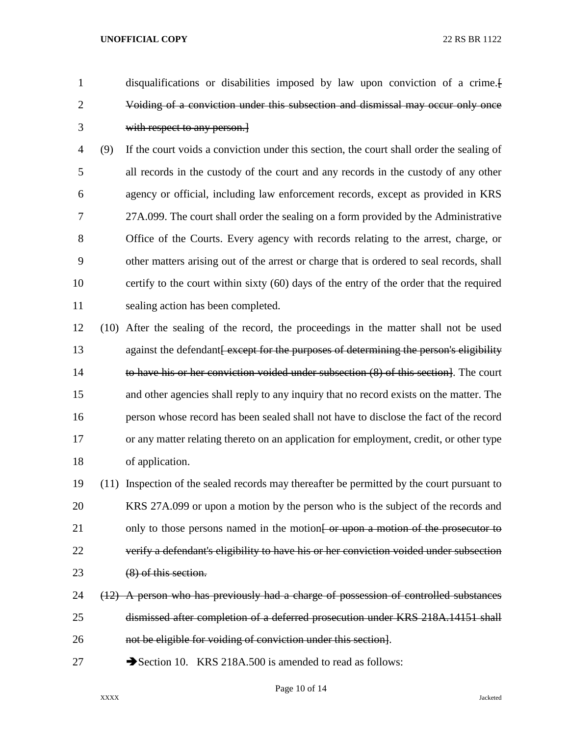disqualifications or disabilities imposed by law upon conviction of a crime.~~[ Voiding of a conviction under this subsection and dismissal may occur only once with respect to any person.]~~

(9) If the court voids a conviction under this section, the court shall order the sealing of all records in the custody of the court and any records in the custody of any other agency or official, including law enforcement records, except as provided in KRS 27A.099. The court shall order the sealing on a form provided by the Administrative Office of the Courts. Every agency with records relating to the arrest, charge, or other matters arising out of the arrest or charge that is ordered to seal records, shall certify to the court within sixty (60) days of the entry of the order that the required sealing action has been completed.

(10) After the sealing of the record, the proceedings in the matter shall not be used against the defendant~~[ except for the purposes of determining the person's eligibility to have his or her conviction voided under subsection (8) of this section]~~. The court and other agencies shall reply to any inquiry that no record exists on the matter. The person whose record has been sealed shall not have to disclose the fact of the record or any matter relating thereto on an application for employment, credit, or other type of application.

(11) Inspection of the sealed records may thereafter be permitted by the court pursuant to KRS 27A.099 or upon a motion by the person who is the subject of the records and only to those persons named in the motion~~[ or upon a motion of the prosecutor to verify a defendant's eligibility to have his or her conviction voided under subsection (8) of this section.~~

~~(12) A person who has previously had a charge of possession of controlled substances dismissed after completion of a deferred prosecution under KRS 218A.14151 shall not be eligible for voiding of conviction under this section]~~.

➔Section 10. KRS 218A.500 is amended to read as follows: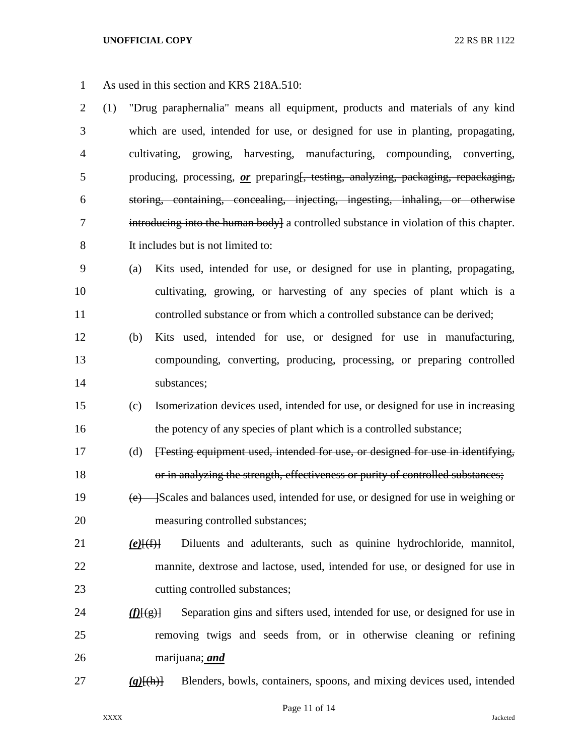As used in this section and KRS 218A.510:

(1) "Drug paraphernalia" means all equipment, products and materials of any kind which are used, intended for use, or designed for use in planting, propagating, cultivating, growing, harvesting, manufacturing, compounding, converting, producing, processing, ***or*** preparing[, testing, analyzing, packaging, repackaging, storing, containing, concealing, injecting, ingesting, inhaling, or otherwise introducing into the human body] a controlled substance in violation of this chapter. It includes but is not limited to:

   (a) Kits used, intended for use, or designed for use in planting, propagating, cultivating, growing, or harvesting of any species of plant which is a controlled substance or from which a controlled substance can be derived;

   (b) Kits used, intended for use, or designed for use in manufacturing, compounding, converting, producing, processing, or preparing controlled substances;

   (c) Isomerization devices used, intended for use, or designed for use in increasing the potency of any species of plant which is a controlled substance;

   (d) [Testing equipment used, intended for use, or designed for use in identifying, or in analyzing the strength, effectiveness or purity of controlled substances;

   (e) ]Scales and balances used, intended for use, or designed for use in weighing or measuring controlled substances;

   ***(e)***[(f)] Diluents and adulterants, such as quinine hydrochloride, mannitol, mannite, dextrose and lactose, used, intended for use, or designed for use in cutting controlled substances;

   ***(f)***[(g)] Separation gins and sifters used, intended for use, or designed for use in removing twigs and seeds from, or in otherwise cleaning or refining marijuana***; and***

   ***(g)***[(h)] Blenders, bowls, containers, spoons, and mixing devices used, intended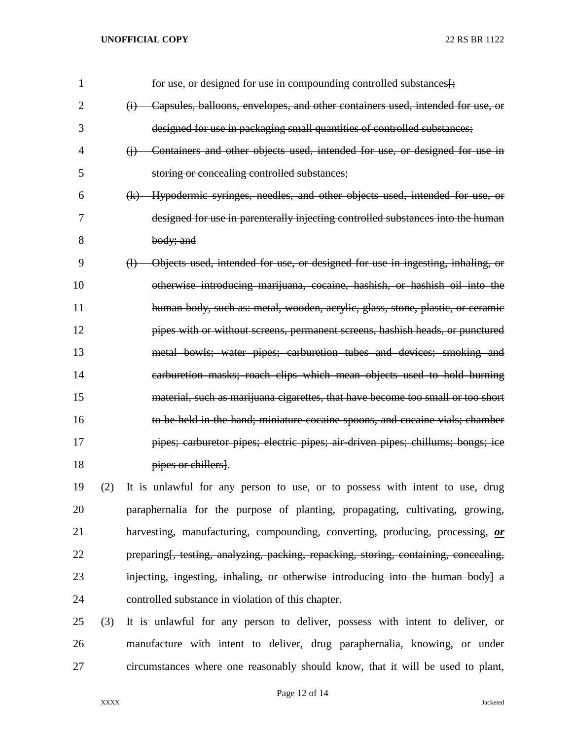for use, or designed for use in compounding controlled substances[~~;~~

~~(i) Capsules, balloons, envelopes, and other containers used, intended for use, or designed for use in packaging small quantities of controlled substances;~~

~~(j) Containers and other objects used, intended for use, or designed for use in storing or concealing controlled substances;~~

~~(k) Hypodermic syringes, needles, and other objects used, intended for use, or designed for use in parenterally injecting controlled substances into the human body; and~~

~~(l) Objects used, intended for use, or designed for use in ingesting, inhaling, or otherwise introducing marijuana, cocaine, hashish, or hashish oil into the human body, such as: metal, wooden, acrylic, glass, stone, plastic, or ceramic pipes with or without screens, permanent screens, hashish heads, or punctured metal bowls; water pipes; carburetion tubes and devices; smoking and carburetion masks; roach clips which mean objects used to hold burning material, such as marijuana cigarettes, that have become too small or too short to be held in the hand; miniature cocaine spoons, and cocaine vials; chamber pipes; carburetor pipes; electric pipes; air-driven pipes; chillums; bongs; ice pipes or chillers~~].

(2) It is unlawful for any person to use, or to possess with intent to use, drug paraphernalia for the purpose of planting, propagating, cultivating, growing, harvesting, manufacturing, compounding, converting, producing, processing, ***or*** preparing[~~, testing, analyzing, packing, repacking, storing, containing, concealing, injecting, ingesting, inhaling, or otherwise introducing into the human body~~] a controlled substance in violation of this chapter.

(3) It is unlawful for any person to deliver, possess with intent to deliver, or manufacture with intent to deliver, drug paraphernalia, knowing, or under circumstances where one reasonably should know, that it will be used to plant,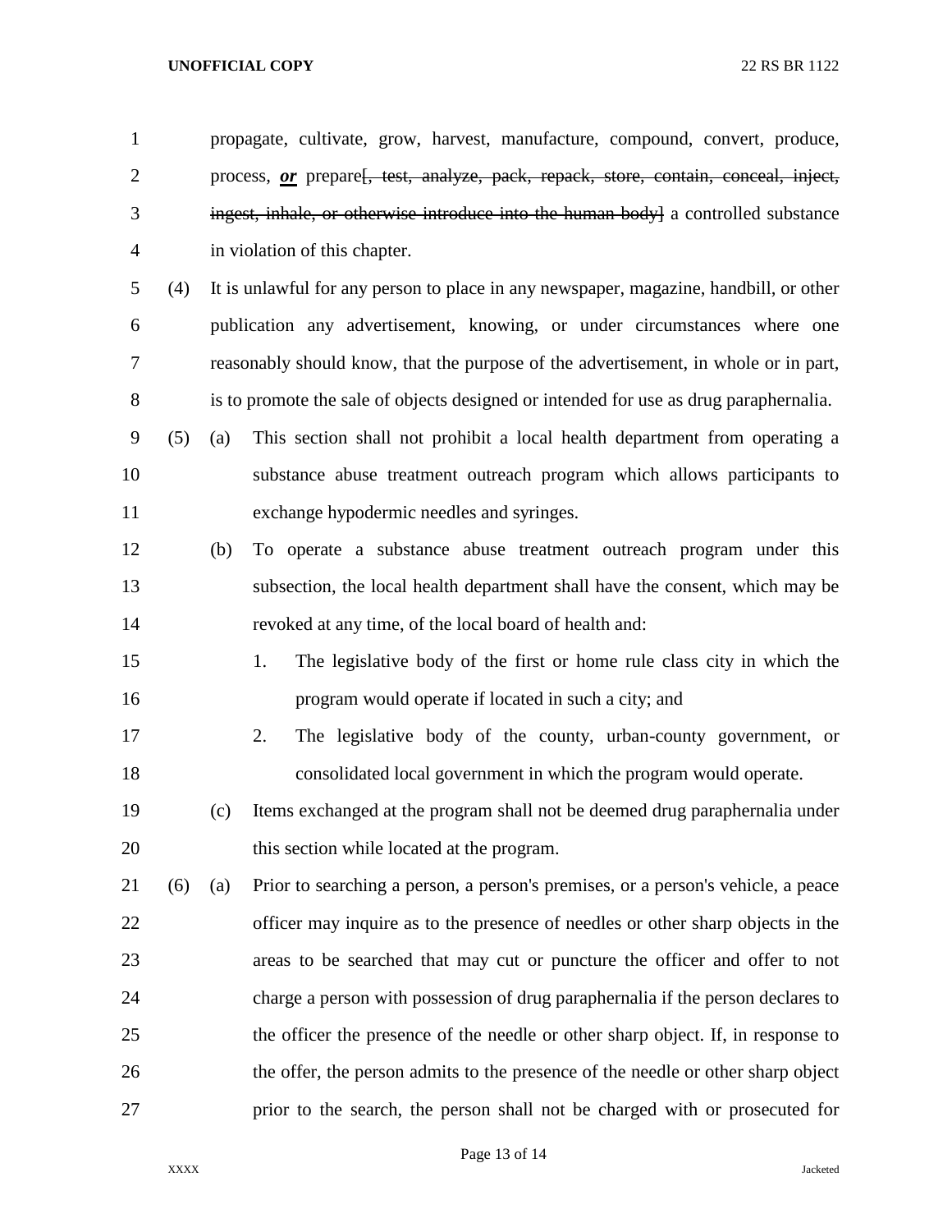propagate, cultivate, grow, harvest, manufacture, compound, convert, produce, process, ***or*** prepare~~[, test, analyze, pack, repack, store, contain, conceal, inject, ingest, inhale, or otherwise introduce into the human body]~~ a controlled substance in violation of this chapter.

(4) It is unlawful for any person to place in any newspaper, magazine, handbill, or other publication any advertisement, knowing, or under circumstances where one reasonably should know, that the purpose of the advertisement, in whole or in part, is to promote the sale of objects designed or intended for use as drug paraphernalia.

(5) (a) This section shall not prohibit a local health department from operating a substance abuse treatment outreach program which allows participants to exchange hypodermic needles and syringes.

(b) To operate a substance abuse treatment outreach program under this subsection, the local health department shall have the consent, which may be revoked at any time, of the local board of health and:

1. The legislative body of the first or home rule class city in which the program would operate if located in such a city; and

2. The legislative body of the county, urban-county government, or consolidated local government in which the program would operate.

(c) Items exchanged at the program shall not be deemed drug paraphernalia under this section while located at the program.

(6) (a) Prior to searching a person, a person's premises, or a person's vehicle, a peace officer may inquire as to the presence of needles or other sharp objects in the areas to be searched that may cut or puncture the officer and offer to not charge a person with possession of drug paraphernalia if the person declares to the officer the presence of the needle or other sharp object. If, in response to the offer, the person admits to the presence of the needle or other sharp object prior to the search, the person shall not be charged with or prosecuted for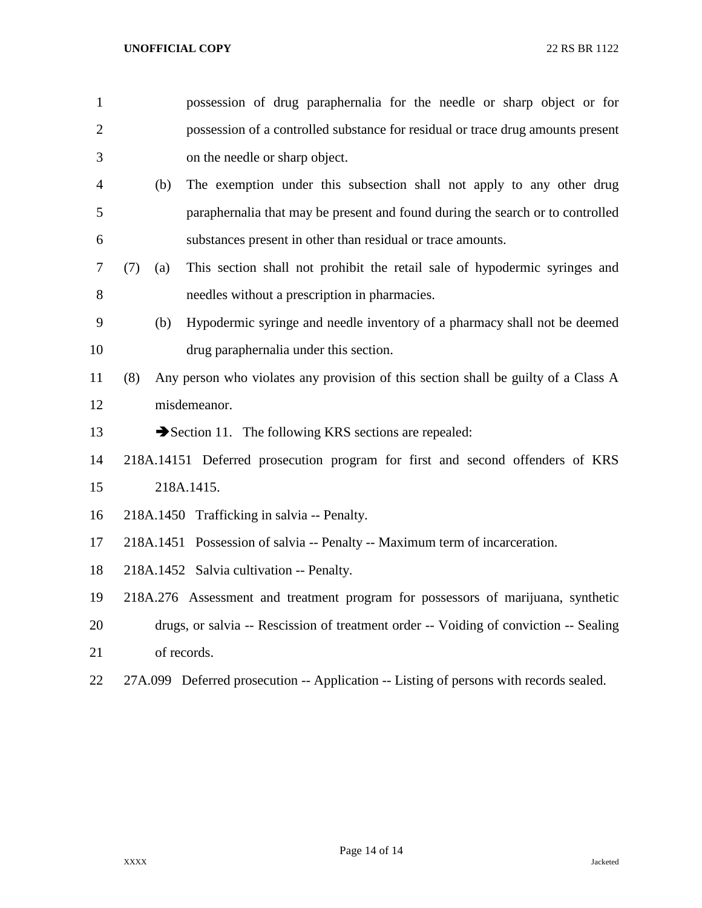possession of drug paraphernalia for the needle or sharp object or for possession of a controlled substance for residual or trace drug amounts present on the needle or sharp object.

(b) The exemption under this subsection shall not apply to any other drug paraphernalia that may be present and found during the search or to controlled substances present in other than residual or trace amounts.

(7) (a) This section shall not prohibit the retail sale of hypodermic syringes and needles without a prescription in pharmacies.

(b) Hypodermic syringe and needle inventory of a pharmacy shall not be deemed drug paraphernalia under this section.

(8) Any person who violates any provision of this section shall be guilty of a Class A misdemeanor.

➔Section 11. The following KRS sections are repealed:

218A.14151 Deferred prosecution program for first and second offenders of KRS 218A.1415.

218A.1450 Trafficking in salvia -- Penalty.

218A.1451 Possession of salvia -- Penalty -- Maximum term of incarceration.

218A.1452 Salvia cultivation -- Penalty.

218A.276 Assessment and treatment program for possessors of marijuana, synthetic drugs, or salvia -- Rescission of treatment order -- Voiding of conviction -- Sealing of records.

27A.099 Deferred prosecution -- Application -- Listing of persons with records sealed.